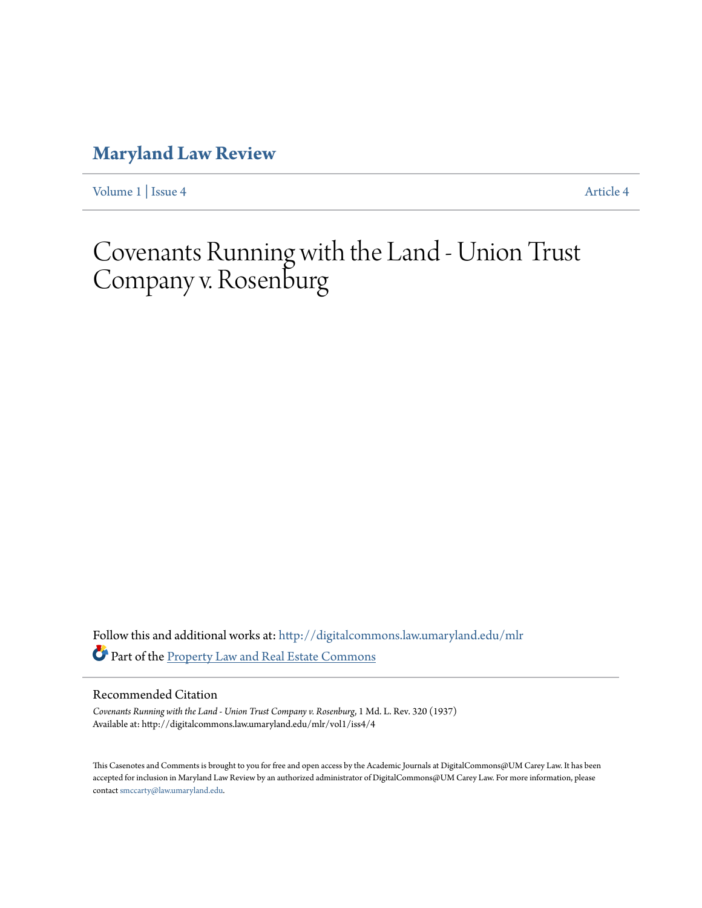# Maryland Law Review

Volume 1 | Issue 4 Article 4

# Covenants Running with the Land - Union Trust Company v. Rosenburg

Follow this and additional works at: http://digitalcommons.law.umaryland.edu/mlr

Part of the Property Law and Real Estate Commons

## Recommended Citation

*Covenants Running with the Land - Union Trust Company v. Rosenburg*, 1 Md. L. Rev. 320 (1937)
Available at: http://digitalcommons.law.umaryland.edu/mlr/vol1/iss4/4

This Casenotes and Comments is brought to you for free and open access by the Academic Journals at DigitalCommons@UM Carey Law. It has been accepted for inclusion in Maryland Law Review by an authorized administrator of DigitalCommons@UM Carey Law. For more information, please contact smccarty@law.umaryland.edu.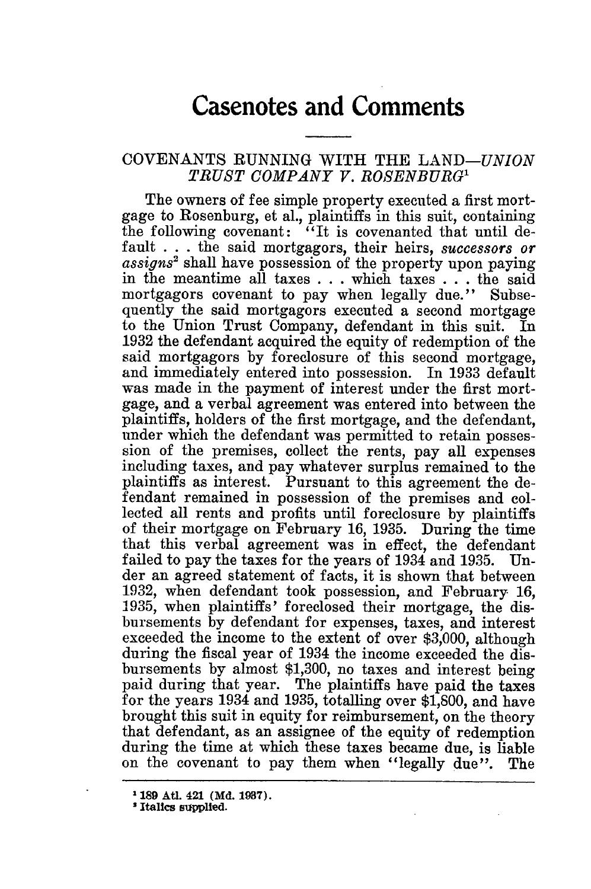# Casenotes and Comments

## COVENANTS RUNNING WITH THE LAND—*UNION TRUST COMPANY V. ROSENBURG*[1]

The owners of fee simple property executed a first mortgage to Rosenburg, et al., plaintiffs in this suit, containing the following covenant: "It is covenanted that until default . . . the said mortgagors, their heirs, *successors or assigns*[2] shall have possession of the property upon paying in the meantime all taxes . . . which taxes . . . the said mortgagors covenant to pay when legally due." Subsequently the said mortgagors executed a second mortgage to the Union Trust Company, defendant in this suit. In 1932 the defendant acquired the equity of redemption of the said mortgagors by foreclosure of this second mortgage, and immediately entered into possession. In 1933 default was made in the payment of interest under the first mortgage, and a verbal agreement was entered into between the plaintiffs, holders of the first mortgage, and the defendant, under which the defendant was permitted to retain possession of the premises, collect the rents, pay all expenses including taxes, and pay whatever surplus remained to the plaintiffs as interest. Pursuant to this agreement the defendant remained in possession of the premises and collected all rents and profits until foreclosure by plaintiffs of their mortgage on February 16, 1935. During the time that this verbal agreement was in effect, the defendant failed to pay the taxes for the years of 1934 and 1935. Under an agreed statement of facts, it is shown that between 1932, when defendant took possession, and February 16, 1935, when plaintiffs' foreclosed their mortgage, the disbursements by defendant for expenses, taxes, and interest exceeded the income to the extent of over $3,000, although during the fiscal year of 1934 the income exceeded the disbursements by almost $1,300, no taxes and interest being paid during that year. The plaintiffs have paid the taxes for the years 1934 and 1935, totalling over $1,800, and have brought this suit in equity for reimbursement, on the theory that defendant, as an assignee of the equity of redemption during the time at which these taxes became due, is liable on the covenant to pay them when "legally due". The

[1] 189 Atl. 421 (Md. 1937).

[2] Italics supplied.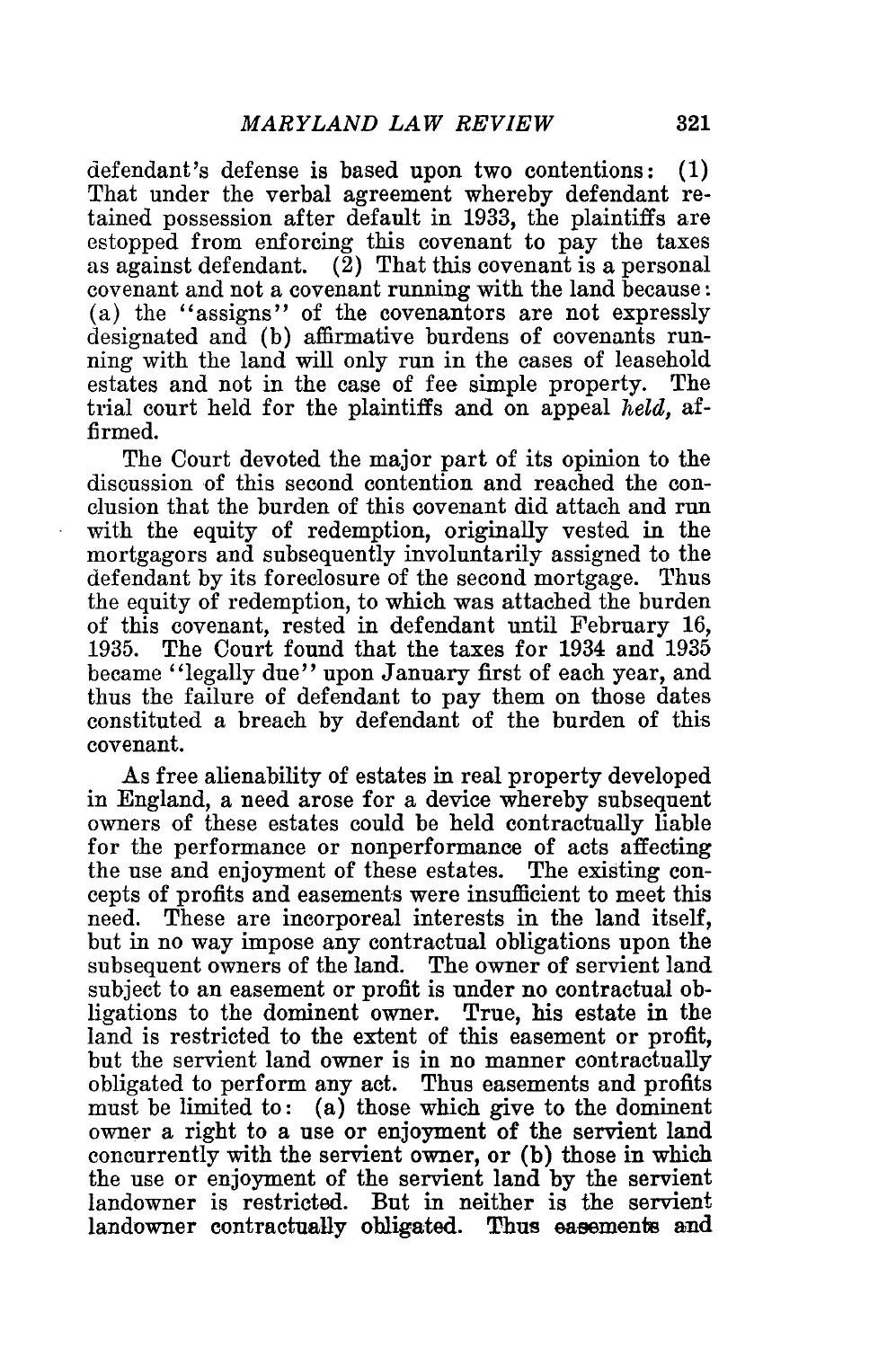defendant's defense is based upon two contentions: (1) That under the verbal agreement whereby defendant retained possession after default in 1933, the plaintiffs are estopped from enforcing this covenant to pay the taxes as against defendant. (2) That this covenant is a personal covenant and not a covenant running with the land because: (a) the "assigns" of the covenantors are not expressly designated and (b) affirmative burdens of covenants running with the land will only run in the cases of leasehold estates and not in the case of fee simple property. The trial court held for the plaintiffs and on appeal *held*, affirmed.

The Court devoted the major part of its opinion to the discussion of this second contention and reached the conclusion that the burden of this covenant did attach and run with the equity of redemption, originally vested in the mortgagors and subsequently involuntarily assigned to the defendant by its foreclosure of the second mortgage. Thus the equity of redemption, to which was attached the burden of this covenant, rested in defendant until February 16, 1935. The Court found that the taxes for 1934 and 1935 became "legally due" upon January first of each year, and thus the failure of defendant to pay them on those dates constituted a breach by defendant of the burden of this covenant.

As free alienability of estates in real property developed in England, a need arose for a device whereby subsequent owners of these estates could be held contractually liable for the performance or nonperformance of acts affecting the use and enjoyment of these estates. The existing concepts of profits and easements were insufficient to meet this need. These are incorporeal interests in the land itself, but in no way impose any contractual obligations upon the subsequent owners of the land. The owner of servient land subject to an easement or profit is under no contractual obligations to the dominent owner. True, his estate in the land is restricted to the extent of this easement or profit, but the servient land owner is in no manner contractually obligated to perform any act. Thus easements and profits must be limited to: (a) those which give to the dominent owner a right to a use or enjoyment of the servient land concurrently with the servient owner, or (b) those in which the use or enjoyment of the servient land by the servient landowner is restricted. But in neither is the servient landowner contractually obligated. Thus easements and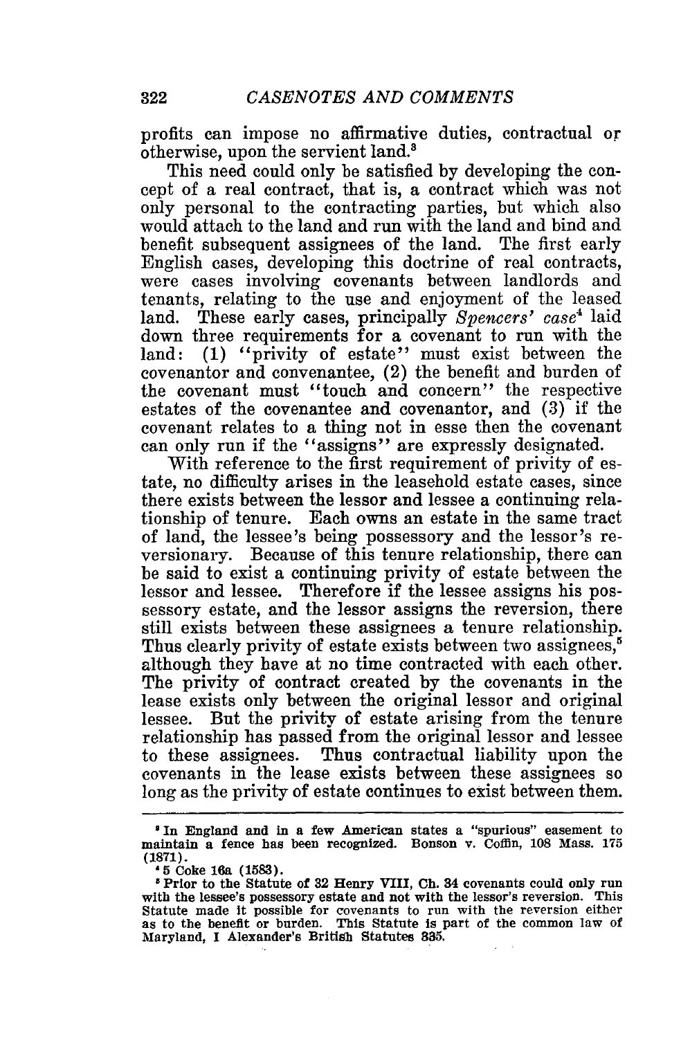profits can impose no affirmative duties, contractual or otherwise, upon the servient land.[3]

This need could only be satisfied by developing the concept of a real contract, that is, a contract which was not only personal to the contracting parties, but which also would attach to the land and run with the land and bind and benefit subsequent assignees of the land. The first early English cases, developing this doctrine of real contracts, were cases involving covenants between landlords and tenants, relating to the use and enjoyment of the leased land. These early cases, principally *Spencers' case*[4] laid down three requirements for a covenant to run with the land: (1) "privity of estate" must exist between the covenantor and convenantee, (2) the benefit and burden of the covenant must "touch and concern" the respective estates of the covenantee and covenantor, and (3) if the covenant relates to a thing not in esse then the covenant can only run if the "assigns" are expressly designated.

With reference to the first requirement of privity of estate, no difficulty arises in the leasehold estate cases, since there exists between the lessor and lessee a continuing relationship of tenure. Each owns an estate in the same tract of land, the lessee's being possessory and the lessor's reversionary. Because of this tenure relationship, there can be said to exist a continuing privity of estate between the lessor and lessee. Therefore if the lessee assigns his possessory estate, and the lessor assigns the reversion, there still exists between these assignees a tenure relationship. Thus clearly privity of estate exists between two assignees,[5] although they have at no time contracted with each other. The privity of contract created by the covenants in the lease exists only between the original lessor and original lessee. But the privity of estate arising from the tenure relationship has passed from the original lessor and lessee to these assignees. Thus contractual liability upon the covenants in the lease exists between these assignees so long as the privity of estate continues to exist between them.

---

[3] In England and in a few American states a "spurious" easement to maintain a fence has been recognized. Bonson v. Coffin, 108 Mass. 175 (1871).

[4] 5 Coke 16a (1583).

[5] Prior to the Statute of 32 Henry VIII, Ch. 34 covenants could only run with the lessee's possessory estate and not with the lessor's reversion. This Statute made it possible for covenants to run with the reversion either as to the benefit or burden. This Statute is part of the common law of Maryland, I Alexander's British Statutes 335.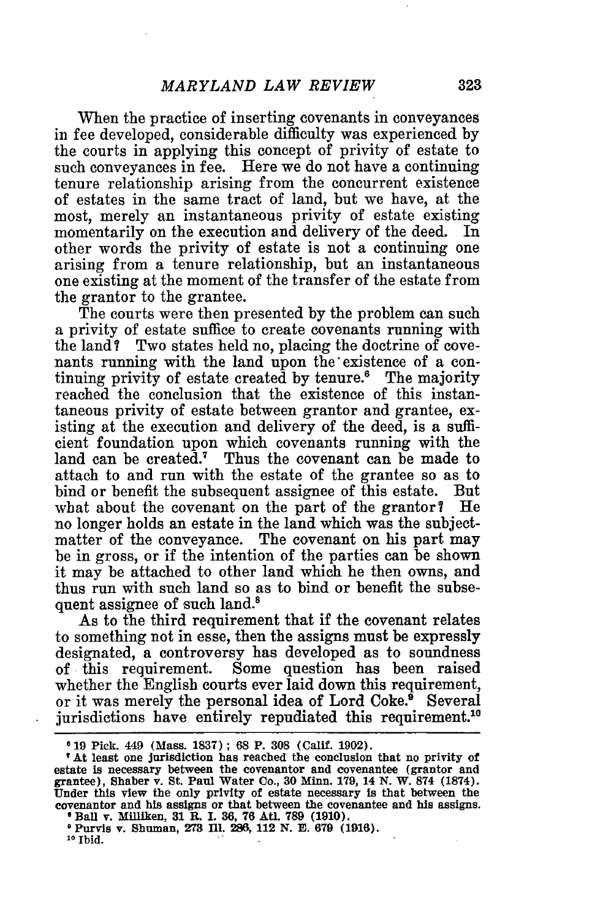When the practice of inserting covenants in conveyances in fee developed, considerable difficulty was experienced by the courts in applying this concept of privity of estate to such conveyances in fee. Here we do not have a continuing tenure relationship arising from the concurrent existence of estates in the same tract of land, but we have, at the most, merely an instantaneous privity of estate existing momentarily on the execution and delivery of the deed. In other words the privity of estate is not a continuing one arising from a tenure relationship, but an instantaneous one existing at the moment of the transfer of the estate from the grantor to the grantee.

The courts were then presented by the problem can such a privity of estate suffice to create covenants running with the land? Two states held no, placing the doctrine of covenants running with the land upon the existence of a continuing privity of estate created by tenure.[6] The majority reached the conclusion that the existence of this instantaneous privity of estate between grantor and grantee, existing at the execution and delivery of the deed, is a sufficient foundation upon which covenants running with the land can be created.[7] Thus the covenant can be made to attach to and run with the estate of the grantee so as to bind or benefit the subsequent assignee of this estate. But what about the covenant on the part of the grantor? He no longer holds an estate in the land which was the subject-matter of the conveyance. The covenant on his part may be in gross, or if the intention of the parties can be shown it may be attached to other land which he then owns, and thus run with such land so as to bind or benefit the subsequent assignee of such land.[8]

As to the third requirement that if the covenant relates to something not in esse, then the assigns must be expressly designated, a controversy has developed as to soundness of this requirement. Some question has been raised whether the English courts ever laid down this requirement, or it was merely the personal idea of Lord Coke.[9] Several jurisdictions have entirely repudiated this requirement.[10]

---

[6] 19 Pick. 449 (Mass. 1837); 68 P. 308 (Calif. 1902).

[7] At least one jurisdiction has reached the conclusion that no privity of estate is necessary between the covenantor and covenantee (grantor and grantee), Shaber v. St. Paul Water Co., 30 Minn. 179, 14 N. W. 874 (1874). Under this view the only privity of estate necessary is that between the covenantor and his assigns or that between the covenantee and his assigns.

[8] Ball v. Milliken, 31 R. I. 36, 76 Atl. 789 (1910).

[9] Purvis v. Shuman, 273 Ill. 286, 112 N. E. 679 (1916).

[10] Ibid.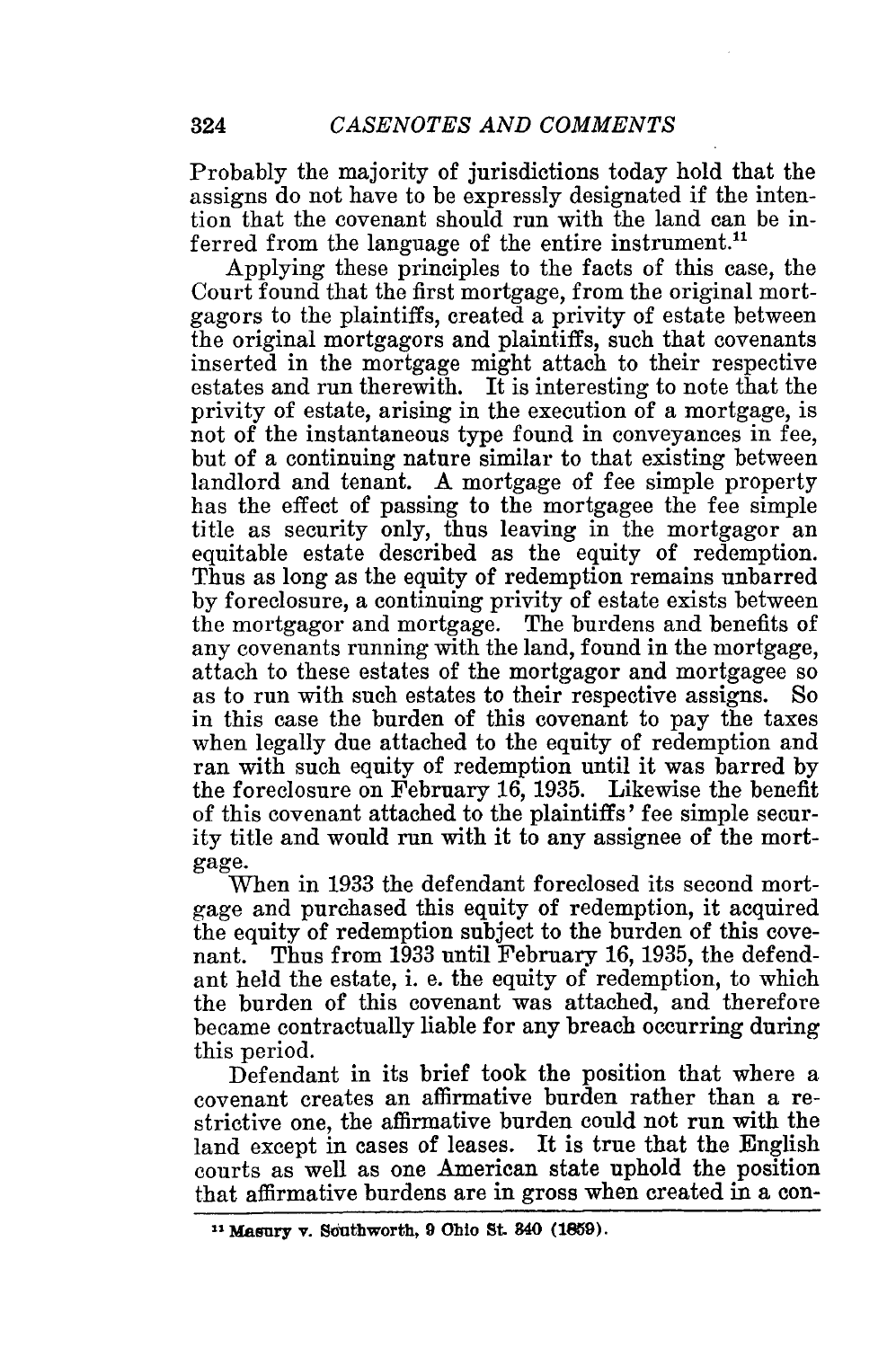Probably the majority of jurisdictions today hold that the assigns do not have to be expressly designated if the intention that the covenant should run with the land can be inferred from the language of the entire instrument.[11]

Applying these principles to the facts of this case, the Court found that the first mortgage, from the original mortgagors to the plaintiffs, created a privity of estate between the original mortgagors and plaintiffs, such that covenants inserted in the mortgage might attach to their respective estates and run therewith. It is interesting to note that the privity of estate, arising in the execution of a mortgage, is not of the instantaneous type found in conveyances in fee, but of a continuing nature similar to that existing between landlord and tenant. A mortgage of fee simple property has the effect of passing to the mortgagee the fee simple title as security only, thus leaving in the mortgagor an equitable estate described as the equity of redemption. Thus as long as the equity of redemption remains unbarred by foreclosure, a continuing privity of estate exists between the mortgagor and mortgage. The burdens and benefits of any covenants running with the land, found in the mortgage, attach to these estates of the mortgagor and mortgagee so as to run with such estates to their respective assigns. So in this case the burden of this covenant to pay the taxes when legally due attached to the equity of redemption and ran with such equity of redemption until it was barred by the foreclosure on February 16, 1935. Likewise the benefit of this covenant attached to the plaintiffs' fee simple security title and would run with it to any assignee of the mortgage.

When in 1933 the defendant foreclosed its second mortgage and purchased this equity of redemption, it acquired the equity of redemption subject to the burden of this covenant. Thus from 1933 until February 16, 1935, the defendant held the estate, i. e. the equity of redemption, to which the burden of this covenant was attached, and therefore became contractually liable for any breach occurring during this period.

Defendant in its brief took the position that where a covenant creates an affirmative burden rather than a restrictive one, the affirmative burden could not run with the land except in cases of leases. It is true that the English courts as well as one American state uphold the position that affirmative burdens are in gross when created in a con-

[11] Masury v. Southworth, 9 Ohio St. 340 (1859).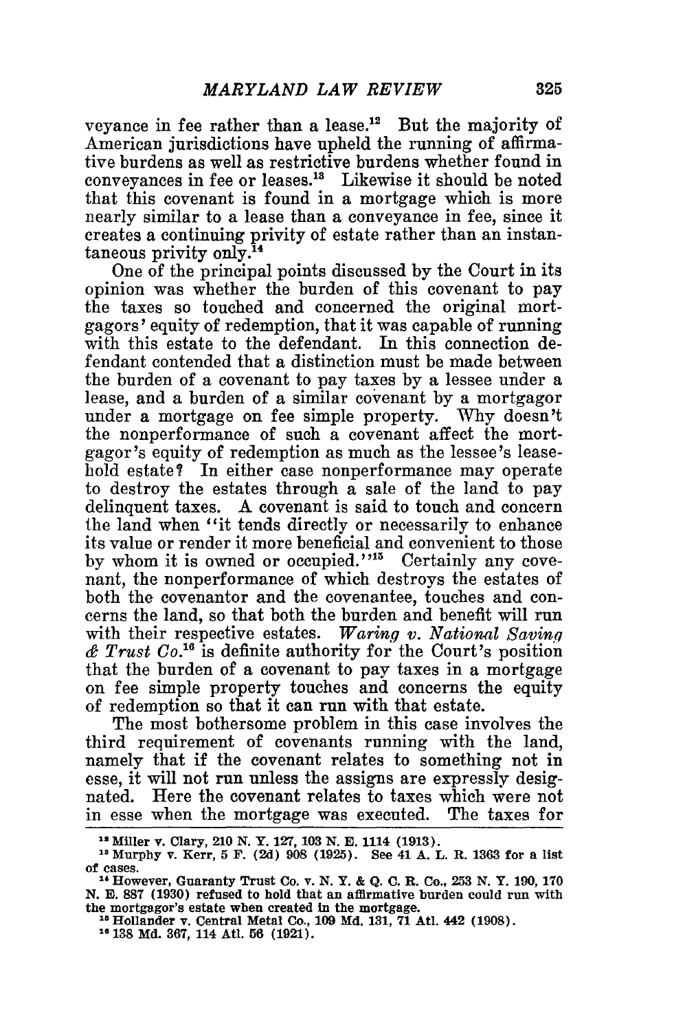veyance in fee rather than a lease.[12] But the majority of American jurisdictions have upheld the running of affirmative burdens as well as restrictive burdens whether found in conveyances in fee or leases.[13] Likewise it should be noted that this covenant is found in a mortgage which is more nearly similar to a lease than a conveyance in fee, since it creates a continuing privity of estate rather than an instantaneous privity only.[14]

One of the principal points discussed by the Court in its opinion was whether the burden of this covenant to pay the taxes so touched and concerned the original mortgagors' equity of redemption, that it was capable of running with this estate to the defendant. In this connection defendant contended that a distinction must be made between the burden of a covenant to pay taxes by a lessee under a lease, and a burden of a similar covenant by a mortgagor under a mortgage on fee simple property. Why doesn't the nonperformance of such a covenant affect the mortgagor's equity of redemption as much as the lessee's leasehold estate? In either case nonperformance may operate to destroy the estates through a sale of the land to pay delinquent taxes. A covenant is said to touch and concern the land when "it tends directly or necessarily to enhance its value or render it more beneficial and convenient to those by whom it is owned or occupied."[15] Certainly any covenant, the nonperformance of which destroys the estates of both the covenantor and the covenantee, touches and concerns the land, so that both the burden and benefit will run with their respective estates. *Waring v. National Saving & Trust Co.*[16] is definite authority for the Court's position that the burden of a covenant to pay taxes in a mortgage on fee simple property touches and concerns the equity of redemption so that it can run with that estate.

The most bothersome problem in this case involves the third requirement of covenants running with the land, namely that if the covenant relates to something not in esse, it will not run unless the assigns are expressly designated. Here the covenant relates to taxes which were not in esse when the mortgage was executed. The taxes for

---

[12] Miller v. Clary, 210 N. Y. 127, 103 N. E. 1114 (1913).

[13] Murphy v. Kerr, 5 F. (2d) 908 (1925). See 41 A. L. R. 1363 for a list of cases.

[14] However, Guaranty Trust Co. v. N. Y. & Q. C. R. Co., 253 N. Y. 190, 170 N. E. 887 (1930) refused to hold that an affirmative burden could run with the mortgagor's estate when created in the mortgage.

[15] Hollander v. Central Metal Co., 109 Md. 131, 71 Atl. 442 (1908).

[16] 138 Md. 367, 114 Atl. 56 (1921).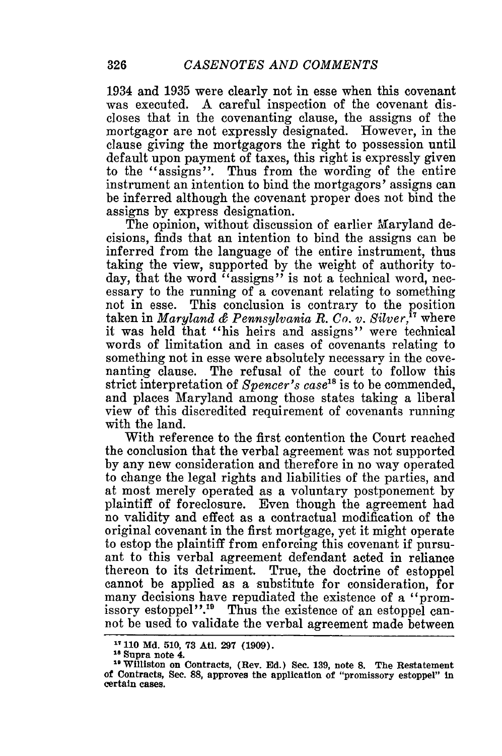1934 and 1935 were clearly not in esse when this covenant was executed. A careful inspection of the covenant discloses that in the covenanting clause, the assigns of the mortgagor are not expressly designated. However, in the clause giving the mortgagors the right to possession until default upon payment of taxes, this right is expressly given to the "assigns". Thus from the wording of the entire instrument an intention to bind the mortgagors' assigns can be inferred although the covenant proper does not bind the assigns by express designation.

The opinion, without discussion of earlier Maryland decisions, finds that an intention to bind the assigns can be inferred from the language of the entire instrument, thus taking the view, supported by the weight of authority today, that the word "assigns" is not a technical word, necessary to the running of a covenant relating to something not in esse. This conclusion is contrary to the position taken in *Maryland & Pennsylvania R. Co. v. Silver*,[17] where it was held that "his heirs and assigns" were technical words of limitation and in cases of covenants relating to something not in esse were absolutely necessary in the covenanting clause. The refusal of the court to follow this strict interpretation of *Spencer's case*[18] is to be commended, and places Maryland among those states taking a liberal view of this discredited requirement of covenants running with the land.

With reference to the first contention the Court reached the conclusion that the verbal agreement was not supported by any new consideration and therefore in no way operated to change the legal rights and liabilities of the parties, and at most merely operated as a voluntary postponement by plaintiff of foreclosure. Even though the agreement had no validity and effect as a contractual modification of the original covenant in the first mortgage, yet it might operate to estop the plaintiff from enforcing this covenant if pursuant to this verbal agreement defendant acted in reliance thereon to its detriment. True, the doctrine of estoppel cannot be applied as a substitute for consideration, for many decisions have repudiated the existence of a "promissory estoppel".[19] Thus the existence of an estoppel cannot be used to validate the verbal agreement made between

---

[17] 110 Md. 510, 73 Atl. 297 (1909).

[18] Supra note 4.

[19] Williston on Contracts, (Rev. Ed.) Sec. 139, note 8. The Restatement of Contracts, Sec. 88, approves the application of "promissory estoppel" in certain cases.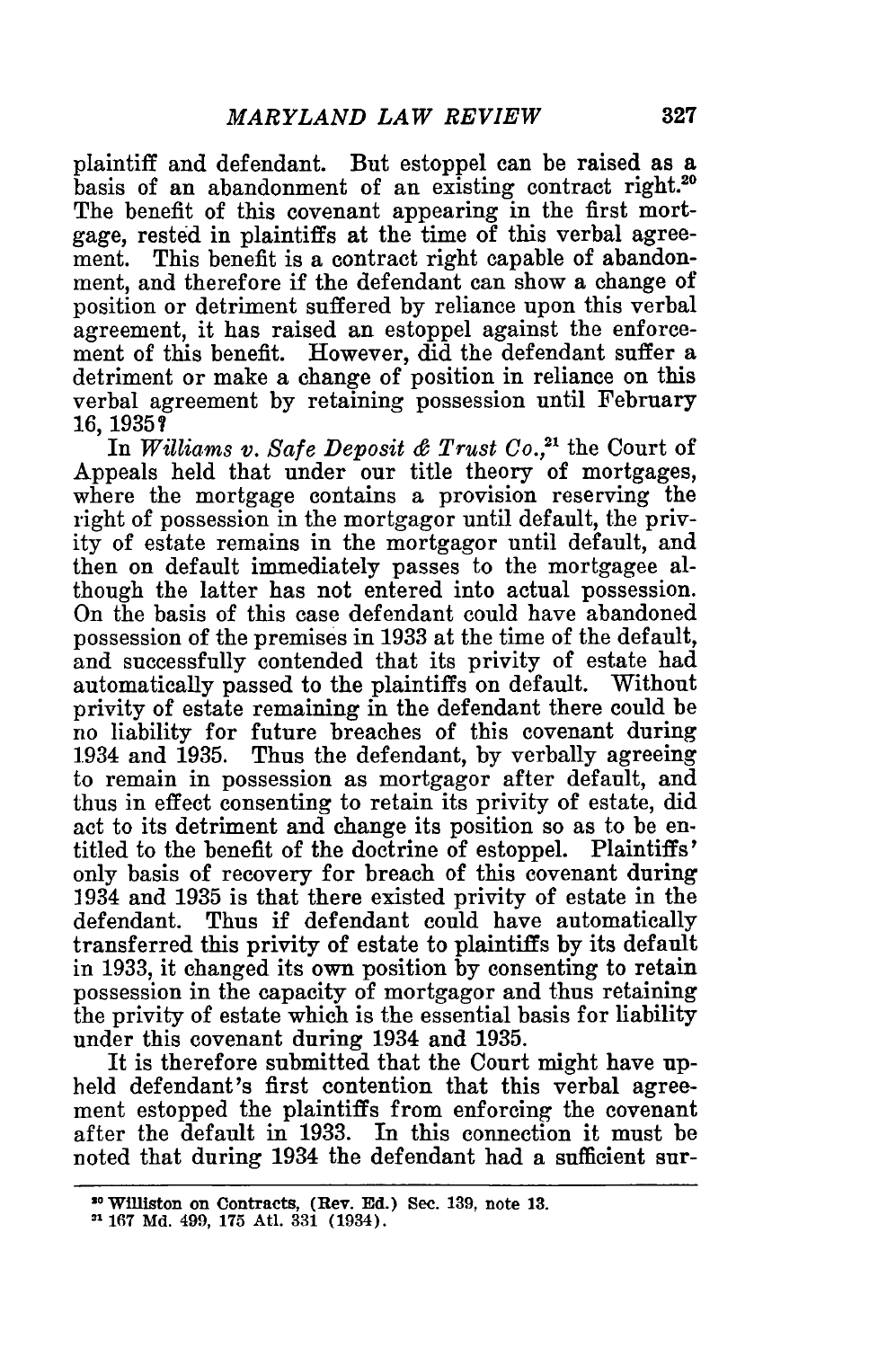plaintiff and defendant. But estoppel can be raised as a basis of an abandonment of an existing contract right.[20] The benefit of this covenant appearing in the first mortgage, rested in plaintiffs at the time of this verbal agreement. This benefit is a contract right capable of abandonment, and therefore if the defendant can show a change of position or detriment suffered by reliance upon this verbal agreement, it has raised an estoppel against the enforcement of this benefit. However, did the defendant suffer a detriment or make a change of position in reliance on this verbal agreement by retaining possession until February 16, 1935?

In *Williams v. Safe Deposit & Trust Co.*,[21] the Court of Appeals held that under our title theory of mortgages, where the mortgage contains a provision reserving the right of possession in the mortgagor until default, the privity of estate remains in the mortgagor until default, and then on default immediately passes to the mortgagee although the latter has not entered into actual possession. On the basis of this case defendant could have abandoned possession of the premises in 1933 at the time of the default, and successfully contended that its privity of estate had automatically passed to the plaintiffs on default. Without privity of estate remaining in the defendant there could be no liability for future breaches of this covenant during 1934 and 1935. Thus the defendant, by verbally agreeing to remain in possession as mortgagor after default, and thus in effect consenting to retain its privity of estate, did act to its detriment and change its position so as to be entitled to the benefit of the doctrine of estoppel. Plaintiffs' only basis of recovery for breach of this covenant during 1934 and 1935 is that there existed privity of estate in the defendant. Thus if defendant could have automatically transferred this privity of estate to plaintiffs by its default in 1933, it changed its own position by consenting to retain possession in the capacity of mortgagor and thus retaining the privity of estate which is the essential basis for liability under this covenant during 1934 and 1935.

It is therefore submitted that the Court might have upheld defendant's first contention that this verbal agreement estopped the plaintiffs from enforcing the covenant after the default in 1933. In this connection it must be noted that during 1934 the defendant had a sufficient sur-

---

[20] Williston on Contracts, (Rev. Ed.) Sec. 139, note 13.

[21] 167 Md. 499, 175 Atl. 331 (1934).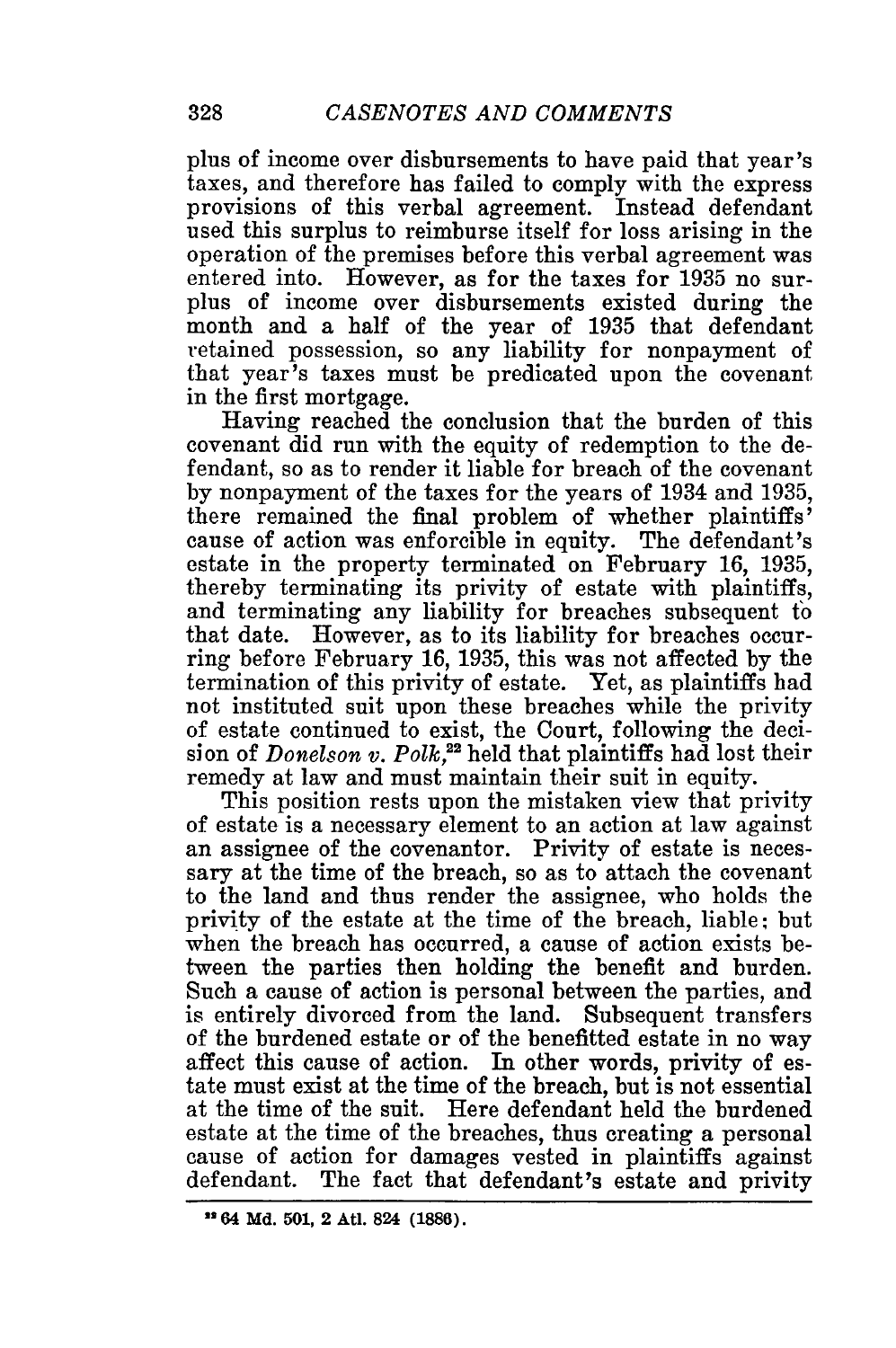plus of income over disbursements to have paid that year's taxes, and therefore has failed to comply with the express provisions of this verbal agreement. Instead defendant used this surplus to reimburse itself for loss arising in the operation of the premises before this verbal agreement was entered into. However, as for the taxes for 1935 no surplus of income over disbursements existed during the month and a half of the year of 1935 that defendant retained possession, so any liability for nonpayment of that year's taxes must be predicated upon the covenant in the first mortgage.

Having reached the conclusion that the burden of this covenant did run with the equity of redemption to the defendant, so as to render it liable for breach of the covenant by nonpayment of the taxes for the years of 1934 and 1935, there remained the final problem of whether plaintiffs' cause of action was enforcible in equity. The defendant's estate in the property terminated on February 16, 1935, thereby terminating its privity of estate with plaintiffs, and terminating any liability for breaches subsequent to that date. However, as to its liability for breaches occurring before February 16, 1935, this was not affected by the termination of this privity of estate. Yet, as plaintiffs had not instituted suit upon these breaches while the privity of estate continued to exist, the Court, following the decision of *Donelson v. Polk*,[22] held that plaintiffs had lost their remedy at law and must maintain their suit in equity.

This position rests upon the mistaken view that privity of estate is a necessary element to an action at law against an assignee of the covenantor. Privity of estate is necessary at the time of the breach, so as to attach the covenant to the land and thus render the assignee, who holds the privity of the estate at the time of the breach, liable; but when the breach has occurred, a cause of action exists between the parties then holding the benefit and burden. Such a cause of action is personal between the parties, and is entirely divorced from the land. Subsequent transfers of the burdened estate or of the benefitted estate in no way affect this cause of action. In other words, privity of estate must exist at the time of the breach, but is not essential at the time of the suit. Here defendant held the burdened estate at the time of the breaches, thus creating a personal cause of action for damages vested in plaintiffs against defendant. The fact that defendant's estate and privity

---

[22] 64 Md. 501, 2 Atl. 824 (1886).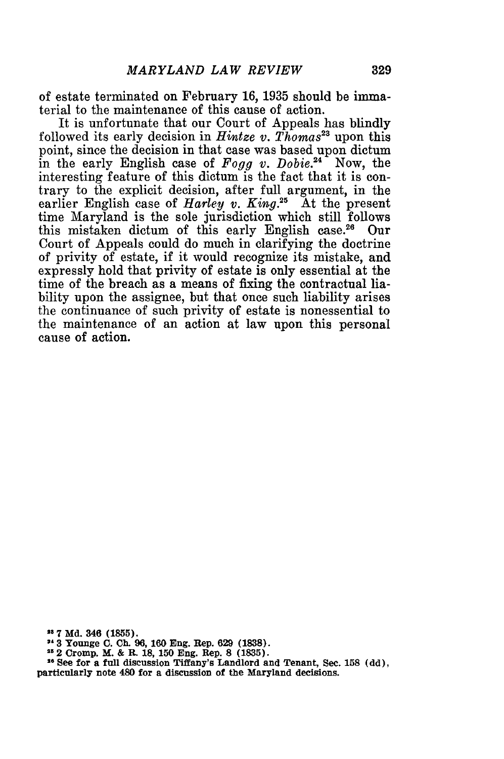of estate terminated on February 16, 1935 should be immaterial to the maintenance of this cause of action.

It is unfortunate that our Court of Appeals has blindly followed its early decision in *Hintze v. Thomas*[23] upon this point, since the decision in that case was based upon dictum in the early English case of *Fogg v. Dobie*.[24] Now, the interesting feature of this dictum is the fact that it is contrary to the explicit decision, after full argument, in the earlier English case of *Harley v. King*.[25] At the present time Maryland is the sole jurisdiction which still follows this mistaken dictum of this early English case.[26] Our Court of Appeals could do much in clarifying the doctrine of privity of estate, if it would recognize its mistake, and expressly hold that privity of estate is only essential at the time of the breach as a means of fixing the contractual liability upon the assignee, but that once such liability arises the continuance of such privity of estate is nonessential to the maintenance of an action at law upon this personal cause of action.

[23] 7 Md. 346 (1855).

[24] 3 Younge C. Ch. 96, 160 Eng. Rep. 629 (1838).

[25] 2 Cromp. M. & R. 18, 150 Eng. Rep. 8 (1835).

[26] See for a full discussion Tiffany's Landlord and Tenant, Sec. 158 (dd), particularly note 480 for a discussion of the Maryland decisions.